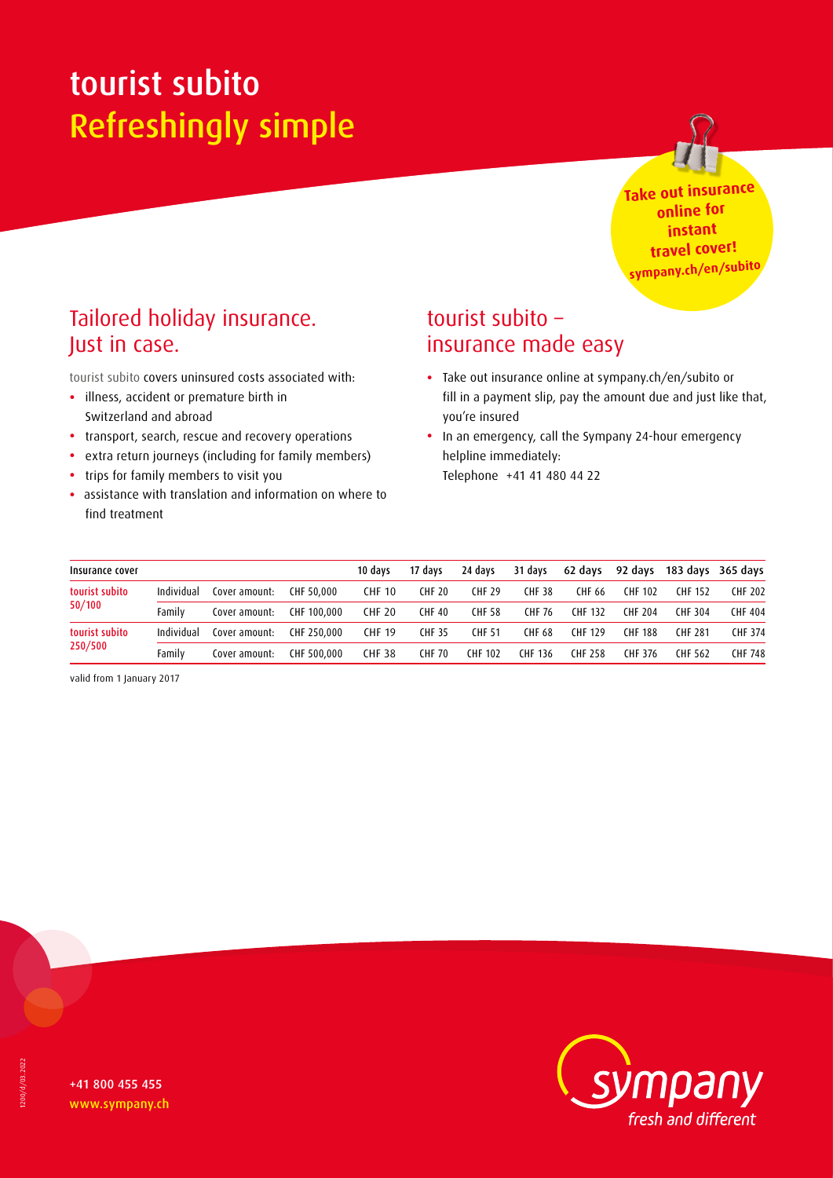# tourist subito
# Refreshingly simple

**Take out insurance online for instant travel cover!**
**sympany.ch/en/subito**

## Tailored holiday insurance. Just in case.

tourist subito covers uninsured costs associated with:

- illness, accident or premature birth in Switzerland and abroad
- transport, search, rescue and recovery operations
- extra return journeys (including for family members)
- trips for family members to visit you
- assistance with translation and information on where to find treatment

## tourist subito – insurance made easy

- Take out insurance online at sympany.ch/en/subito or fill in a payment slip, pay the amount due and just like that, you're insured
- In an emergency, call the Sympany 24-hour emergency helpline immediately:
  Telephone +41 41 480 44 22

| Insurance cover | | | | 10 days | 17 days | 24 days | 31 days | 62 days | 92 days | 183 days | 365 days |
|---|---|---|---|---|---|---|---|---|---|---|---|
| tourist subito 50/100 | Individual | Cover amount: | CHF 50,000 | CHF 10 | CHF 20 | CHF 29 | CHF 38 | CHF 66 | CHF 102 | CHF 152 | CHF 202 |
| | Family | Cover amount: | CHF 100,000 | CHF 20 | CHF 40 | CHF 58 | CHF 76 | CHF 132 | CHF 204 | CHF 304 | CHF 404 |
| tourist subito 250/500 | Individual | Cover amount: | CHF 250,000 | CHF 19 | CHF 35 | CHF 51 | CHF 68 | CHF 129 | CHF 188 | CHF 281 | CHF 374 |
| | Family | Cover amount: | CHF 500,000 | CHF 38 | CHF 70 | CHF 102 | CHF 136 | CHF 258 | CHF 376 | CHF 562 | CHF 748 |

valid from 1 January 2017

+41 800 455 455
www.sympany.ch

sympany
*fresh and different*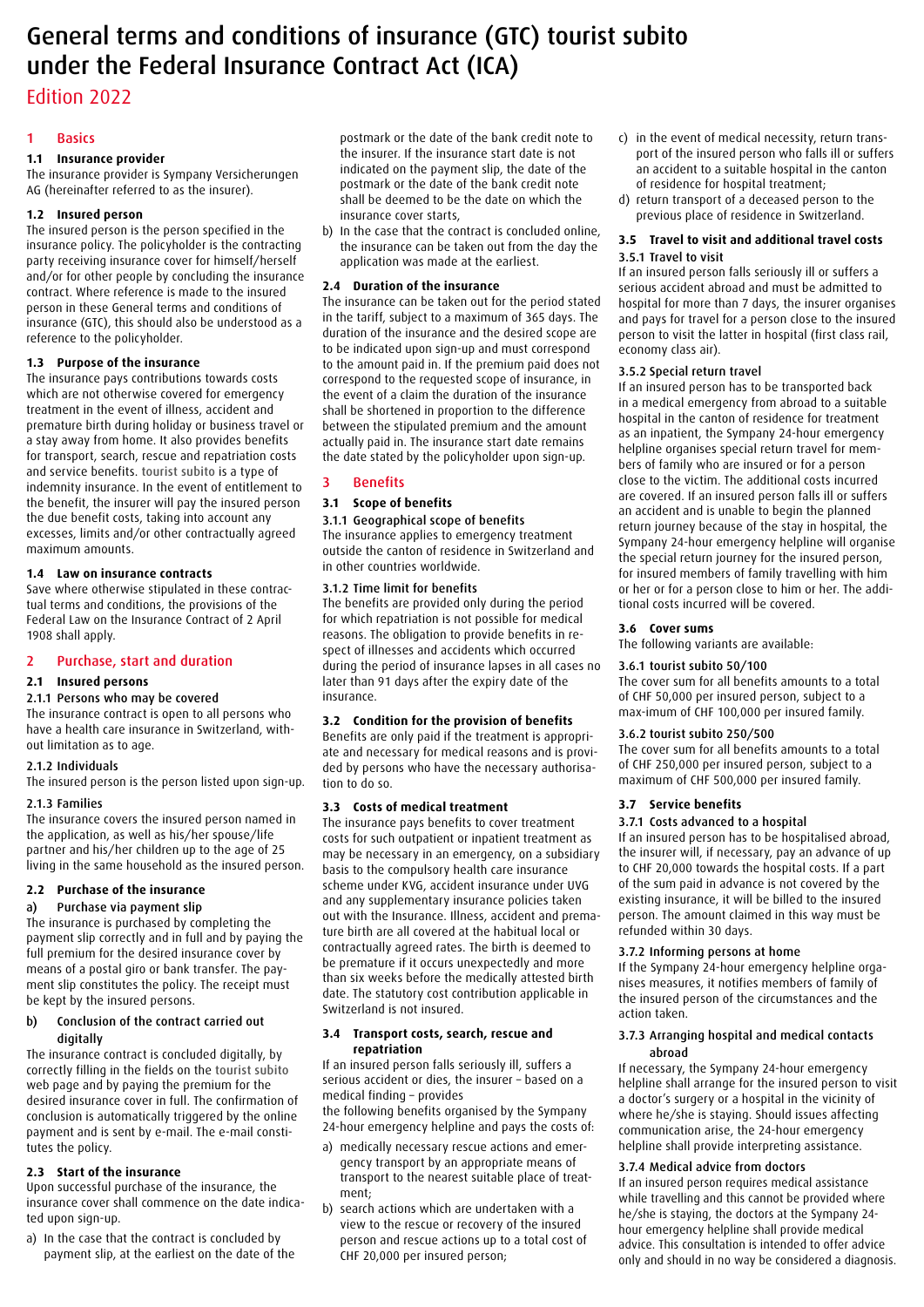# General terms and conditions of insurance (GTC) tourist subito under the Federal Insurance Contract Act (ICA)

Edition 2022

## 1 Basics

### 1.1 Insurance provider

The insurance provider is Sympany Versicherungen AG (hereinafter referred to as the insurer).

### 1.2 Insured person

The insured person is the person specified in the insurance policy. The policyholder is the contracting party receiving insurance cover for himself/herself and/or for other people by concluding the insurance contract. Where reference is made to the insured person in these General terms and conditions of insurance (GTC), this should also be understood as a reference to the policyholder.

### 1.3 Purpose of the insurance

The insurance pays contributions towards costs which are not otherwise covered for emergency treatment in the event of illness, accident and premature birth during holiday or business travel or a stay away from home. It also provides benefits for transport, search, rescue and repatriation costs and service benefits. tourist subito is a type of indemnity insurance. In the event of entitlement to the benefit, the insurer will pay the insured person the due benefit costs, taking into account any excesses, limits and/or other contractually agreed maximum amounts.

### 1.4 Law on insurance contracts

Save where otherwise stipulated in these contractual terms and conditions, the provisions of the Federal Law on the Insurance Contract of 2 April 1908 shall apply.

## 2 Purchase, start and duration

### 2.1 Insured persons

#### 2.1.1 Persons who may be covered

The insurance contract is open to all persons who have a health care insurance in Switzerland, without limitation as to age.

#### 2.1.2 Individuals

The insured person is the person listed upon sign-up.

#### 2.1.3 Families

The insurance covers the insured person named in the application, as well as his/her spouse/life partner and his/her children up to the age of 25 living in the same household as the insured person.

### 2.2 Purchase of the insurance

#### a) Purchase via payment slip

The insurance is purchased by completing the payment slip correctly and in full and by paying the full premium for the desired insurance cover by means of a postal giro or bank transfer. The payment slip constitutes the policy. The receipt must be kept by the insured persons.

#### b) Conclusion of the contract carried out digitally

The insurance contract is concluded digitally, by correctly filling in the fields on the tourist subito web page and by paying the premium for the desired insurance cover in full. The confirmation of conclusion is automatically triggered by the online payment and is sent by e-mail. The e-mail constitutes the policy.

### 2.3 Start of the insurance

Upon successful purchase of the insurance, the insurance cover shall commence on the date indicated upon sign-up.

a) In the case that the contract is concluded by payment slip, at the earliest on the date of the postmark or the date of the bank credit note to the insurer. If the insurance start date is not indicated on the payment slip, the date of the postmark or the date of the bank credit note shall be deemed to be the date on which the insurance cover starts,

b) In the case that the contract is concluded online, the insurance can be taken out from the day the application was made at the earliest.

### 2.4 Duration of the insurance

The insurance can be taken out for the period stated in the tariff, subject to a maximum of 365 days. The duration of the insurance and the desired scope are to be indicated upon sign-up and must correspond to the amount paid in. If the premium paid does not correspond to the requested scope of insurance, in the event of a claim the duration of the insurance shall be shortened in proportion to the difference between the stipulated premium and the amount actually paid in. The insurance start date remains the date stated by the policyholder upon sign-up.

## 3 Benefits

### 3.1 Scope of benefits

#### 3.1.1 Geographical scope of benefits

The insurance applies to emergency treatment outside the canton of residence in Switzerland and in other countries worldwide.

#### 3.1.2 Time limit for benefits

The benefits are provided only during the period for which repatriation is not possible for medical reasons. The obligation to provide benefits in respect of illnesses and accidents which occurred during the period of insurance lapses in all cases no later than 91 days after the expiry date of the insurance.

### 3.2 Condition for the provision of benefits

Benefits are only paid if the treatment is appropriate and necessary for medical reasons and is provided by persons who have the necessary authorisation to do so.

### 3.3 Costs of medical treatment

The insurance pays benefits to cover treatment costs for such outpatient or inpatient treatment as may be necessary in an emergency, on a subsidiary basis to the compulsory health care insurance scheme under KVG, accident insurance under UVG and any supplementary insurance policies taken out with the Insurance. Illness, accident and premature birth are all covered at the habitual local or contractually agreed rates. The birth is deemed to be premature if it occurs unexpectedly and more than six weeks before the medically attested birth date. The statutory cost contribution applicable in Switzerland is not insured.

### 3.4 Transport costs, search, rescue and repatriation

If an insured person falls seriously ill, suffers a serious accident or dies, the insurer – based on a medical finding – provides
the following benefits organised by the Sympany 24-hour emergency helpline and pays the costs of:

a) medically necessary rescue actions and emergency transport by an appropriate means of transport to the nearest suitable place of treatment;

b) search actions which are undertaken with a view to the rescue or recovery of the insured person and rescue actions up to a total cost of CHF 20,000 per insured person;

c) in the event of medical necessity, return transport of the insured person who falls ill or suffers an accident to a suitable hospital in the canton of residence for hospital treatment;

d) return transport of a deceased person to the previous place of residence in Switzerland.

### 3.5 Travel to visit and additional travel costs

#### 3.5.1 Travel to visit

If an insured person falls seriously ill or suffers a serious accident abroad and must be admitted to hospital for more than 7 days, the insurer organises and pays for travel for a person close to the insured person to visit the latter in hospital (first class rail, economy class air).

#### 3.5.2 Special return travel

If an insured person has to be transported back in a medical emergency from abroad to a suitable hospital in the canton of residence for treatment as an inpatient, the Sympany 24-hour emergency helpline organises special return travel for members of family who are insured or for a person close to the victim. The additional costs incurred are covered. If an insured person falls ill or suffers an accident and is unable to begin the planned return journey because of the stay in hospital, the Sympany 24-hour emergency helpline will organise the special return journey for the insured person, for insured members of family travelling with him or her or for a person close to him or her. The additional costs incurred will be covered.

### 3.6 Cover sums

The following variants are available:

#### 3.6.1 tourist subito 50/100

The cover sum for all benefits amounts to a total of CHF 50,000 per insured person, subject to a max-imum of CHF 100,000 per insured family.

#### 3.6.2 tourist subito 250/500

The cover sum for all benefits amounts to a total of CHF 250,000 per insured person, subject to a maximum of CHF 500,000 per insured family.

### 3.7 Service benefits

#### 3.7.1 Costs advanced to a hospital

If an insured person has to be hospitalised abroad, the insurer will, if necessary, pay an advance of up to CHF 20,000 towards the hospital costs. If a part of the sum paid in advance is not covered by the existing insurance, it will be billed to the insured person. The amount claimed in this way must be refunded within 30 days.

#### 3.7.2 Informing persons at home

If the Sympany 24-hour emergency helpline organises measures, it notifies members of family of the insured person of the circumstances and the action taken.

#### 3.7.3 Arranging hospital and medical contacts abroad

If necessary, the Sympany 24-hour emergency helpline shall arrange for the insured person to visit a doctor's surgery or a hospital in the vicinity of where he/she is staying. Should issues affecting communication arise, the 24-hour emergency helpline shall provide interpreting assistance.

#### 3.7.4 Medical advice from doctors

If an insured person requires medical assistance while travelling and this cannot be provided where he/she is staying, the doctors at the Sympany 24-hour emergency helpline shall provide medical advice. This consultation is intended to offer advice only and should in no way be considered a diagnosis.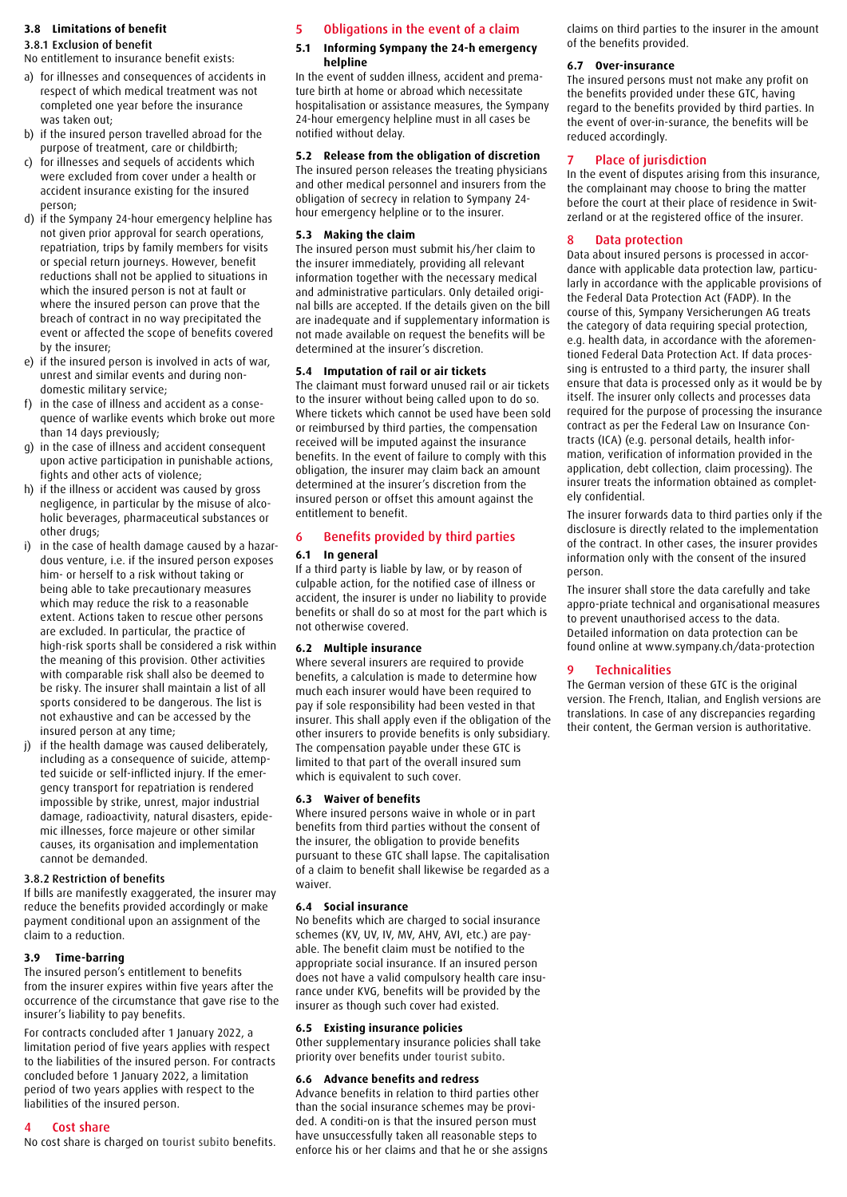### 3.8 Limitations of benefit

#### 3.8.1 Exclusion of benefit

No entitlement to insurance benefit exists:

a) for illnesses and consequences of accidents in respect of which medical treatment was not completed one year before the insurance was taken out;
b) if the insured person travelled abroad for the purpose of treatment, care or childbirth;
c) for illnesses and sequels of accidents which were excluded from cover under a health or accident insurance existing for the insured person;
d) if the Sympany 24-hour emergency helpline has not given prior approval for search operations, repatriation, trips by family members for visits or special return journeys. However, benefit reductions shall not be applied to situations in which the insured person is not at fault or where the insured person can prove that the breach of contract in no way precipitated the event or affected the scope of benefits covered by the insurer;
e) if the insured person is involved in acts of war, unrest and similar events and during non-domestic military service;
f) in the case of illness and accident as a consequence of warlike events which broke out more than 14 days previously;
g) in the case of illness and accident consequent upon active participation in punishable actions, fights and other acts of violence;
h) if the illness or accident was caused by gross negligence, in particular by the misuse of alcoholic beverages, pharmaceutical substances or other drugs;
i) in the case of health damage caused by a hazardous venture, i.e. if the insured person exposes him- or herself to a risk without taking or being able to take precautionary measures which may reduce the risk to a reasonable extent. Actions taken to rescue other persons are excluded. In particular, the practice of high-risk sports shall be considered a risk within the meaning of this provision. Other activities with comparable risk shall also be deemed to be risky. The insurer shall maintain a list of all sports considered to be dangerous. The list is not exhaustive and can be accessed by the insured person at any time;
j) if the health damage was caused deliberately, including as a consequence of suicide, attempted suicide or self-inflicted injury. If the emergency transport for repatriation is rendered impossible by strike, unrest, major industrial damage, radioactivity, natural disasters, epidemic illnesses, force majeure or other similar causes, its organisation and implementation cannot be demanded.

#### 3.8.2 Restriction of benefits

If bills are manifestly exaggerated, the insurer may reduce the benefits provided accordingly or make payment conditional upon an assignment of the claim to a reduction.

### 3.9 Time-barring

The insured person's entitlement to benefits from the insurer expires within five years after the occurrence of the circumstance that gave rise to the insurer's liability to pay benefits.

For contracts concluded after 1 January 2022, a limitation period of five years applies with respect to the liabilities of the insured person. For contracts concluded before 1 January 2022, a limitation period of two years applies with respect to the liabilities of the insured person.

## 4 Cost share

No cost share is charged on tourist subito benefits.

## 5 Obligations in the event of a claim

### 5.1 Informing Sympany the 24-h emergency helpline

In the event of sudden illness, accident and premature birth at home or abroad which necessitate hospitalisation or assistance measures, the Sympany 24-hour emergency helpline must in all cases be notified without delay.

### 5.2 Release from the obligation of discretion

The insured person releases the treating physicians and other medical personnel and insurers from the obligation of secrecy in relation to Sympany 24-hour emergency helpline or to the insurer.

### 5.3 Making the claim

The insured person must submit his/her claim to the insurer immediately, providing all relevant information together with the necessary medical and administrative particulars. Only detailed original bills are accepted. If the details given on the bill are inadequate and if supplementary information is not made available on request the benefits will be determined at the insurer's discretion.

### 5.4 Imputation of rail or air tickets

The claimant must forward unused rail or air tickets to the insurer without being called upon to do so. Where tickets which cannot be used have been sold or reimbursed by third parties, the compensation received will be imputed against the insurance benefits. In the event of failure to comply with this obligation, the insurer may claim back an amount determined at the insurer's discretion from the insured person or offset this amount against the entitlement to benefit.

## 6 Benefits provided by third parties

### 6.1 In general

If a third party is liable by law, or by reason of culpable action, for the notified case of illness or accident, the insurer is under no liability to provide benefits or shall do so at most for the part which is not otherwise covered.

### 6.2 Multiple insurance

Where several insurers are required to provide benefits, a calculation is made to determine how much each insurer would have been required to pay if sole responsibility had been vested in that insurer. This shall apply even if the obligation of the other insurers to provide benefits is only subsidiary. The compensation payable under these GTC is limited to that part of the overall insured sum which is equivalent to such cover.

### 6.3 Waiver of benefits

Where insured persons waive in whole or in part benefits from third parties without the consent of the insurer, the obligation to provide benefits pursuant to these GTC shall lapse. The capitalisation of a claim to benefit shall likewise be regarded as a waiver.

### 6.4 Social insurance

No benefits which are charged to social insurance schemes (KV, UV, IV, MV, AHV, AVI, etc.) are payable. The benefit claim must be notified to the appropriate social insurance. If an insured person does not have a valid compulsory health care insurance under KVG, benefits will be provided by the insurer as though such cover had existed.

### 6.5 Existing insurance policies

Other supplementary insurance policies shall take priority over benefits under tourist subito.

### 6.6 Advance benefits and redress

Advance benefits in relation to third parties other than the social insurance schemes may be provided. A conditi-on is that the insured person must have unsuccessfully taken all reasonable steps to enforce his or her claims and that he or she assigns claims on third parties to the insurer in the amount of the benefits provided.

### 6.7 Over-insurance

The insured persons must not make any profit on the benefits provided under these GTC, having regard to the benefits provided by third parties. In the event of over-in-surance, the benefits will be reduced accordingly.

## 7 Place of jurisdiction

In the event of disputes arising from this insurance, the complainant may choose to bring the matter before the court at their place of residence in Switzerland or at the registered office of the insurer.

## 8 Data protection

Data about insured persons is processed in accordance with applicable data protection law, particularly in accordance with the applicable provisions of the Federal Data Protection Act (FADP). In the course of this, Sympany Versicherungen AG treats the category of data requiring special protection, e.g. health data, in accordance with the aforementioned Federal Data Protection Act. If data processing is entrusted to a third party, the insurer shall ensure that data is processed only as it would be by itself. The insurer only collects and processes data required for the purpose of processing the insurance contract as per the Federal Law on Insurance Contracts (ICA) (e.g. personal details, health information, verification of information provided in the application, debt collection, claim processing). The insurer treats the information obtained as completely confidential.

The insurer forwards data to third parties only if the disclosure is directly related to the implementation of the contract. In other cases, the insurer provides information only with the consent of the insured person.

The insurer shall store the data carefully and take appro-priate technical and organisational measures to prevent unauthorised access to the data. Detailed information on data protection can be found online at www.sympany.ch/data-protection

## 9 Technicalities

The German version of these GTC is the original version. The French, Italian, and English versions are translations. In case of any discrepancies regarding their content, the German version is authoritative.